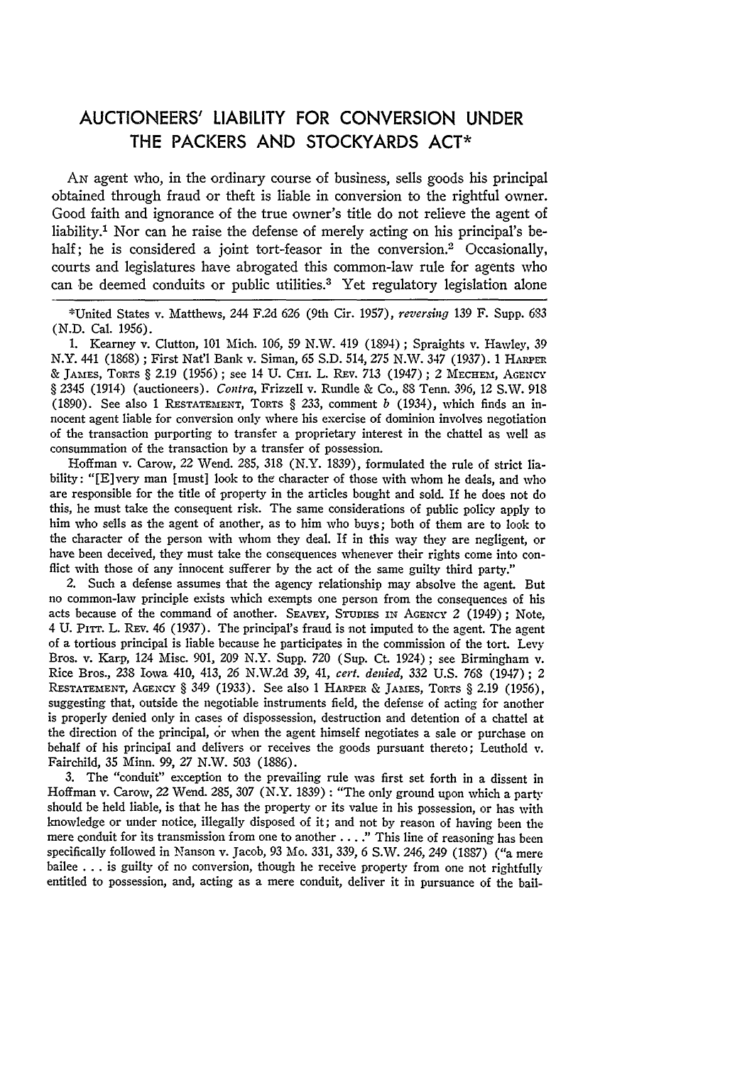# AUCTIONEERS' LIABILITY FOR CONVERSION UNDER THE PACKERS AND STOCKYARDS ACT*

AN agent who, in the ordinary course of business, sells goods his principal obtained through fraud or theft is liable in conversion to the rightful owner. Good faith and ignorance of the true owner's title do not relieve the agent of liability.[1] Nor can he raise the defense of merely acting on his principal's behalf; he is considered a joint tort-feasor in the conversion.[2] Occasionally, courts and legislatures have abrogated this common-law rule for agents who can be deemed conduits or public utilities.[3] Yet regulatory legislation alone

---

*United States v. Matthews, 244 F.2d 626 (9th Cir. 1957), *reversing* 139 F. Supp. 683 (N.D. Cal. 1956).

1. Kearney v. Clutton, 101 Mich. 106, 59 N.W. 419 (1894); Spraights v. Hawley, 39 N.Y. 441 (1868); First Nat'l Bank v. Siman, 65 S.D. 514, 275 N.W. 347 (1937). 1 HARPER & JAMES, TORTS § 2.19 (1956); see 14 U. CHI. L. REV. 713 (1947); 2 MECHEM, AGENCY § 2345 (1914) (auctioneers). *Contra*, Frizzell v. Rundle & Co., 88 Tenn. 396, 12 S.W. 918 (1890). See also 1 RESTATEMENT, TORTS § 233, comment *b* (1934), which finds an innocent agent liable for conversion only where his exercise of dominion involves negotiation of the transaction purporting to transfer a proprietary interest in the chattel as well as consummation of the transaction by a transfer of possession.

Hoffman v. Carow, 22 Wend. 285, 318 (N.Y. 1839), formulated the rule of strict liability: "[E]very man [must] look to the character of those with whom he deals, and who are responsible for the title of property in the articles bought and sold. If he does not do this, he must take the consequent risk. The same considerations of public policy apply to him who sells as the agent of another, as to him who buys; both of them are to look to the character of the person with whom they deal. If in this way they are negligent, or have been deceived, they must take the consequences whenever their rights come into conflict with those of any innocent sufferer by the act of the same guilty third party."

2. Such a defense assumes that the agency relationship may absolve the agent. But no common-law principle exists which exempts one person from the consequences of his acts because of the command of another. SEAVEY, STUDIES IN AGENCY 2 (1949); Note, 4 U. PITT. L. REV. 46 (1937). The principal's fraud is not imputed to the agent. The agent of a tortious principal is liable because he participates in the commission of the tort. Levy Bros. v. Karp, 124 Misc. 901, 209 N.Y. Supp. 720 (Sup. Ct. 1924); see Birmingham v. Rice Bros., 238 Iowa 410, 413, 26 N.W.2d 39, 41, *cert. denied*, 332 U.S. 768 (1947); 2 RESTATEMENT, AGENCY § 349 (1933). See also 1 HARPER & JAMES, TORTS § 2.19 (1956), suggesting that, outside the negotiable instruments field, the defense of acting for another is properly denied only in cases of dispossession, destruction and detention of a chattel at the direction of the principal, or when the agent himself negotiates a sale or purchase on behalf of his principal and delivers or receives the goods pursuant thereto; Leuthold v. Fairchild, 35 Minn. 99, 27 N.W. 503 (1886).

3. The "conduit" exception to the prevailing rule was first set forth in a dissent in Hoffman v. Carow, 22 Wend. 285, 307 (N.Y. 1839): "The only ground upon which a party should be held liable, is that he has the property or its value in his possession, or has with knowledge or under notice, illegally disposed of it; and not by reason of having been the mere conduit for its transmission from one to another . . . ." This line of reasoning has been specifically followed in Nanson v. Jacob, 93 Mo. 331, 339, 6 S.W. 246, 249 (1887) ("a mere bailee . . . is guilty of no conversion, though he receive property from one not rightfully entitled to possession, and, acting as a mere conduit, deliver it in pursuance of the bail-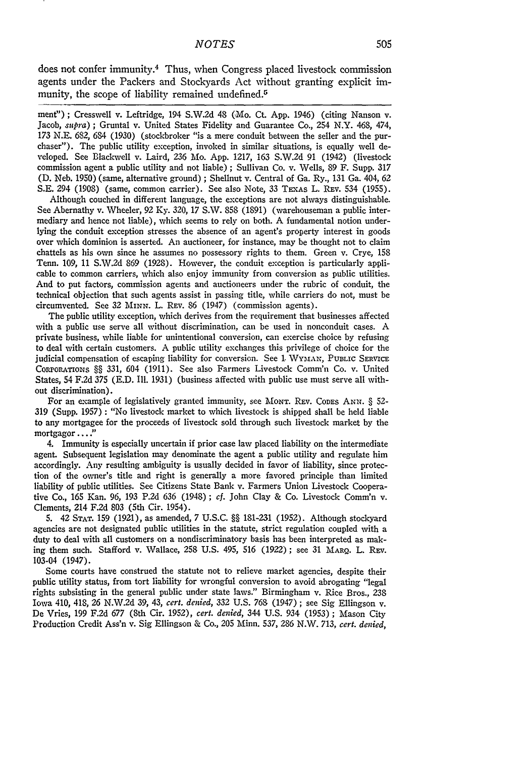does not confer immunity.[4] Thus, when Congress placed livestock commission agents under the Packers and Stockyards Act without granting explicit immunity, the scope of liability remained undefined.[5]

ment"); Cresswell v. Leftridge, 194 S.W.2d 48 (Mo. Ct. App. 1946) (citing Nanson v. Jacob, *supra*); Gruntal v. United States Fidelity and Guarantee Co., 254 N.Y. 468, 474, 173 N.E. 682, 684 (1930) (stockbroker "is a mere conduit between the seller and the purchaser"). The public utility exception, invoked in similar situations, is equally well developed. See Blackwell v. Laird, 236 Mo. App. 1217, 163 S.W.2d 91 (1942) (livestock commission agent a public utility and not liable); Sullivan Co. v. Wells, 89 F. Supp. 317 (D. Neb. 1950) (same, alternative ground); Shellnut v. Central of Ga. Ry., 131 Ga. 404, 62 S.E. 294 (1908) (same, common carrier). See also Note, 33 TEXAS L. REV. 534 (1955).

Although couched in different language, the exceptions are not always distinguishable. See Abernathy v. Wheeler, 92 Ky. 320, 17 S.W. 858 (1891) (warehouseman a public intermediary and hence not liable), which seems to rely on both. A fundamental notion underlying the conduit exception stresses the absence of an agent's property interest in goods over which dominion is asserted. An auctioneer, for instance, may be thought not to claim chattels as his own since he assumes no possessory rights to them. Green v. Crye, 158 Tenn. 109, 11 S.W.2d 869 (1928). However, the conduit exception is particularly applicable to common carriers, which also enjoy immunity from conversion as public utilities. And to put factors, commission agents and auctioneers under the rubric of conduit, the technical objection that such agents assist in passing title, while carriers do not, must be circumvented. See 32 MINN. L. REV. 86 (1947) (commission agents).

The public utility exception, which derives from the requirement that businesses affected with a public use serve all without discrimination, can be used in nonconduit cases. A private business, while liable for unintentional conversion, can exercise choice by refusing to deal with certain customers. A public utility exchanges this privilege of choice for the judicial compensation of escaping liability for conversion. See 1 WYMAN, PUBLIC SERVICE CORPORATIONS §§ 331, 604 (1911). See also Farmers Livestock Comm'n Co. v. United States, 54 F.2d 375 (E.D. Ill. 1931) (business affected with public use must serve all without discrimination).

For an example of legislatively granted immunity, see MONT. REV. CODES ANN. § 52-319 (Supp. 1957): "No livestock market to which livestock is shipped shall be held liable to any mortgagee for the proceeds of livestock sold through such livestock market by the mortgagor . . . ."

4. Immunity is especially uncertain if prior case law placed liability on the intermediate agent. Subsequent legislation may denominate the agent a public utility and regulate him accordingly. Any resulting ambiguity is usually decided in favor of liability, since protection of the owner's title and right is generally a more favored principle than limited liability of public utilities. See Citizens State Bank v. Farmers Union Livestock Cooperative Co., 165 Kan. 96, 193 P.2d 636 (1948); *cf.* John Clay & Co. Livestock Comm'n v. Clements, 214 F.2d 803 (5th Cir. 1954).

5. 42 STAT. 159 (1921), as amended, 7 U.S.C. §§ 181-231 (1952). Although stockyard agencies are not designated public utilities in the statute, strict regulation coupled with a duty to deal with all customers on a nondiscriminatory basis has been interpreted as making them such. Stafford v. Wallace, 258 U.S. 495, 516 (1922); see 31 MARQ. L. REV. 103-04 (1947).

Some courts have construed the statute not to relieve market agencies, despite their public utility status, from tort liability for wrongful conversion to avoid abrogating "legal rights subsisting in the general public under state laws." Birmingham v. Rice Bros., 238 Iowa 410, 418, 26 N.W.2d 39, 43, *cert. denied*, 332 U.S. 768 (1947); see Sig Ellingson v. De Vries, 199 F.2d 677 (8th Cir. 1952), *cert. denied*, 344 U.S. 934 (1953); Mason City Production Credit Ass'n v. Sig Ellingson & Co., 205 Minn. 537, 286 N.W. 713, *cert. denied*,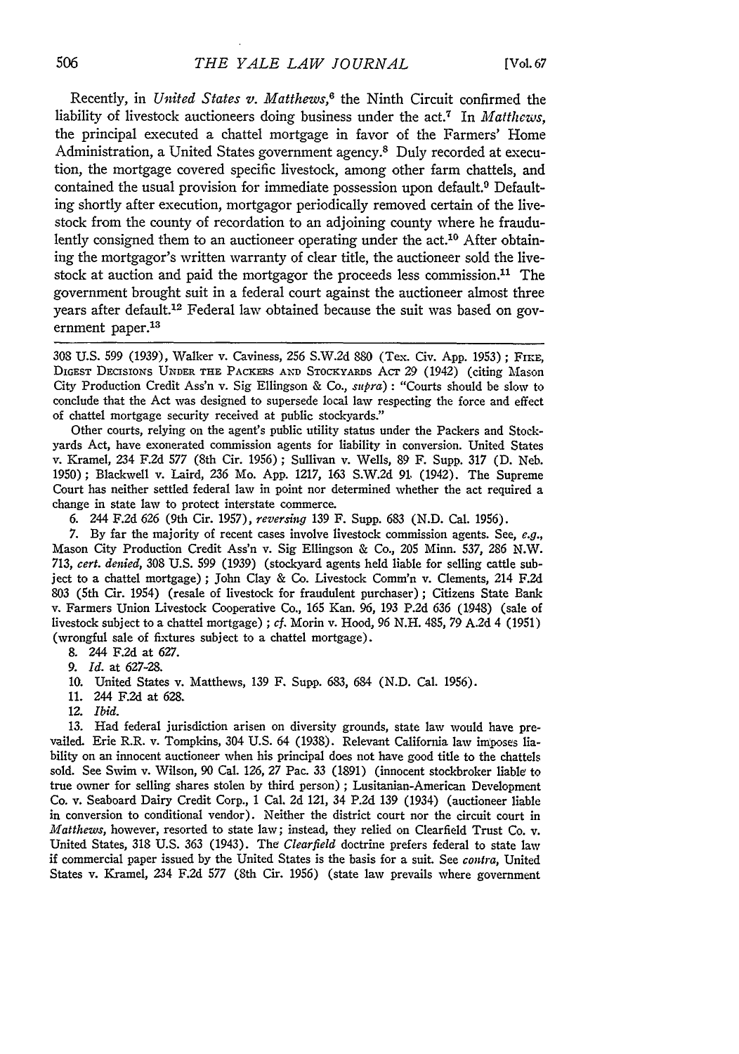Recently, in *United States v. Matthews*,[6] the Ninth Circuit confirmed the liability of livestock auctioneers doing business under the act.[7] In *Matthews*, the principal executed a chattel mortgage in favor of the Farmers' Home Administration, a United States government agency.[8] Duly recorded at execution, the mortgage covered specific livestock, among other farm chattels, and contained the usual provision for immediate possession upon default.[9] Defaulting shortly after execution, mortgagor periodically removed certain of the livestock from the county of recordation to an adjoining county where he fraudulently consigned them to an auctioneer operating under the act.[10] After obtaining the mortgagor's written warranty of clear title, the auctioneer sold the livestock at auction and paid the mortgagor the proceeds less commission.[11] The government brought suit in a federal court against the auctioneer almost three years after default.[12] Federal law obtained because the suit was based on government paper.[13]

---

308 U.S. 599 (1939), Walker v. Caviness, 256 S.W.2d 880 (Tex. Civ. App. 1953); FIKE, DIGEST DECISIONS UNDER THE PACKERS AND STOCKYARDS ACT 29 (1942) (citing Mason City Production Credit Ass'n v. Sig Ellingson & Co., *supra*): "Courts should be slow to conclude that the Act was designed to supersede local law respecting the force and effect of chattel mortgage security received at public stockyards."

Other courts, relying on the agent's public utility status under the Packers and Stockyards Act, have exonerated commission agents for liability in conversion. United States v. Kramel, 234 F.2d 577 (8th Cir. 1956); Sullivan v. Wells, 89 F. Supp. 317 (D. Neb. 1950); Blackwell v. Laird, 236 Mo. App. 1217, 163 S.W.2d 91 (1942). The Supreme Court has neither settled federal law in point nor determined whether the act required a change in state law to protect interstate commerce.

6. 244 F.2d 626 (9th Cir. 1957), *reversing* 139 F. Supp. 683 (N.D. Cal. 1956).

7. By far the majority of recent cases involve livestock commission agents. See, *e.g.*, Mason City Production Credit Ass'n v. Sig Ellingson & Co., 205 Minn. 537, 286 N.W. 713, *cert. denied*, 308 U.S. 599 (1939) (stockyard agents held liable for selling cattle subject to a chattel mortgage); John Clay & Co. Livestock Comm'n v. Clements, 214 F.2d 803 (5th Cir. 1954) (resale of livestock for fraudulent purchaser); Citizens State Bank v. Farmers Union Livestock Cooperative Co., 165 Kan. 96, 193 P.2d 636 (1948) (sale of livestock subject to a chattel mortgage); *cf.* Morin v. Hood, 96 N.H. 485, 79 A.2d 4 (1951) (wrongful sale of fixtures subject to a chattel mortgage).

8. 244 F.2d at 627.

9. *Id.* at 627-28.

10. United States v. Matthews, 139 F. Supp. 683, 684 (N.D. Cal. 1956).

11. 244 F.2d at 628.

12. *Ibid.*

13. Had federal jurisdiction arisen on diversity grounds, state law would have prevailed. Erie R.R. v. Tompkins, 304 U.S. 64 (1938). Relevant California law imposes liability on an innocent auctioneer when his principal does not have good title to the chattels sold. See Swim v. Wilson, 90 Cal. 126, 27 Pac. 33 (1891) (innocent stockbroker liable to true owner for selling shares stolen by third person); Lusitanian-American Development Co. v. Seaboard Dairy Credit Corp., 1 Cal. 2d 121, 34 P.2d 139 (1934) (auctioneer liable in conversion to conditional vendor). Neither the district court nor the circuit court in *Matthews*, however, resorted to state law; instead, they relied on Clearfield Trust Co. v. United States, 318 U.S. 363 (1943). The *Clearfield* doctrine prefers federal to state law if commercial paper issued by the United States is the basis for a suit. See *contra*, United States v. Kramel, 234 F.2d 577 (8th Cir. 1956) (state law prevails where government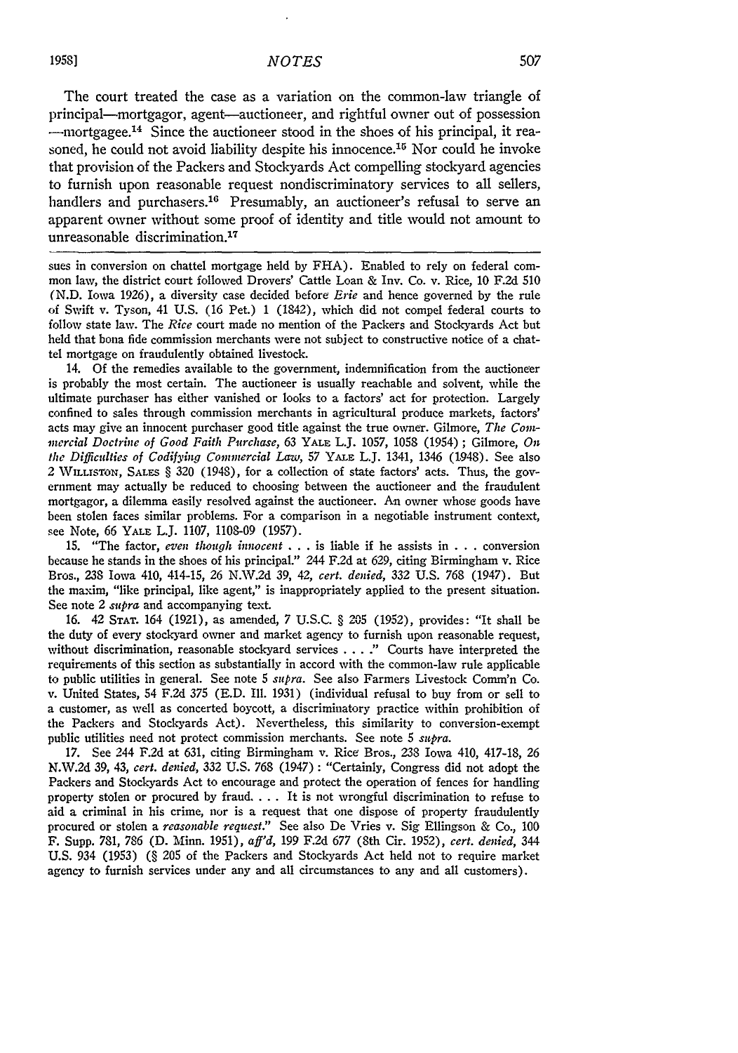The court treated the case as a variation on the common-law triangle of principal—mortgagor, agent—auctioneer, and rightful owner out of possession—mortgagee.[14] Since the auctioneer stood in the shoes of his principal, it reasoned, he could not avoid liability despite his innocence.[15] Nor could he invoke that provision of the Packers and Stockyards Act compelling stockyard agencies to furnish upon reasonable request nondiscriminatory services to all sellers, handlers and purchasers.[16] Presumably, an auctioneer's refusal to serve an apparent owner without some proof of identity and title would not amount to unreasonable discrimination.[17]

---

sues in conversion on chattel mortgage held by FHA). Enabled to rely on federal common law, the district court followed Drovers' Cattle Loan & Inv. Co. v. Rice, 10 F.2d 510 (N.D. Iowa 1926), a diversity case decided before *Erie* and hence governed by the rule of Swift v. Tyson, 41 U.S. (16 Pet.) 1 (1842), which did not compel federal courts to follow state law. The *Rice* court made no mention of the Packers and Stockyards Act but held that bona fide commission merchants were not subject to constructive notice of a chattel mortgage on fraudulently obtained livestock.

14. Of the remedies available to the government, indemnification from the auctioneer is probably the most certain. The auctioneer is usually reachable and solvent, while the ultimate purchaser has either vanished or looks to a factors' act for protection. Largely confined to sales through commission merchants in agricultural produce markets, factors' acts may give an innocent purchaser good title against the true owner. Gilmore, *The Commercial Doctrine of Good Faith Purchase*, 63 YALE L.J. 1057, 1058 (1954); Gilmore, *On the Difficulties of Codifying Commercial Law*, 57 YALE L.J. 1341, 1346 (1948). See also 2 WILLISTON, SALES § 320 (1948), for a collection of state factors' acts. Thus, the government may actually be reduced to choosing between the auctioneer and the fraudulent mortgagor, a dilemma easily resolved against the auctioneer. An owner whose goods have been stolen faces similar problems. For a comparison in a negotiable instrument context, see Note, 66 YALE L.J. 1107, 1108-09 (1957).

15. "The factor, *even though innocent* . . . is liable if he assists in . . . conversion because he stands in the shoes of his principal." 244 F.2d at 629, citing Birmingham v. Rice Bros., 238 Iowa 410, 414-15, 26 N.W.2d 39, 42, *cert. denied*, 332 U.S. 768 (1947). But the maxim, "like principal, like agent," is inappropriately applied to the present situation. See note 2 *supra* and accompanying text.

16. 42 STAT. 164 (1921), as amended, 7 U.S.C. § 205 (1952), provides: "It shall be the duty of every stockyard owner and market agency to furnish upon reasonable request, without discrimination, reasonable stockyard services . . . ." Courts have interpreted the requirements of this section as substantially in accord with the common-law rule applicable to public utilities in general. See note 5 *supra*. See also Farmers Livestock Comm'n Co. v. United States, 54 F.2d 375 (E.D. Ill. 1931) (individual refusal to buy from or sell to a customer, as well as concerted boycott, a discriminatory practice within prohibition of the Packers and Stockyards Act). Nevertheless, this similarity to conversion-exempt public utilities need not protect commission merchants. See note 5 *supra*.

17. See 244 F.2d at 631, citing Birmingham v. Rice Bros., 238 Iowa 410, 417-18, 26 N.W.2d 39, 43, *cert. denied*, 332 U.S. 768 (1947): "Certainly, Congress did not adopt the Packers and Stockyards Act to encourage and protect the operation of fences for handling property stolen or procured by fraud. . . . It is not wrongful discrimination to refuse to aid a criminal in his crime, nor is a request that one dispose of property fraudulently procured or stolen a *reasonable request*." See also De Vries v. Sig Ellingson & Co., 100 F. Supp. 781, 786 (D. Minn. 1951), *aff'd*, 199 F.2d 677 (8th Cir. 1952), *cert. denied*, 344 U.S. 934 (1953) (§ 205 of the Packers and Stockyards Act held not to require market agency to furnish services under any and all circumstances to any and all customers).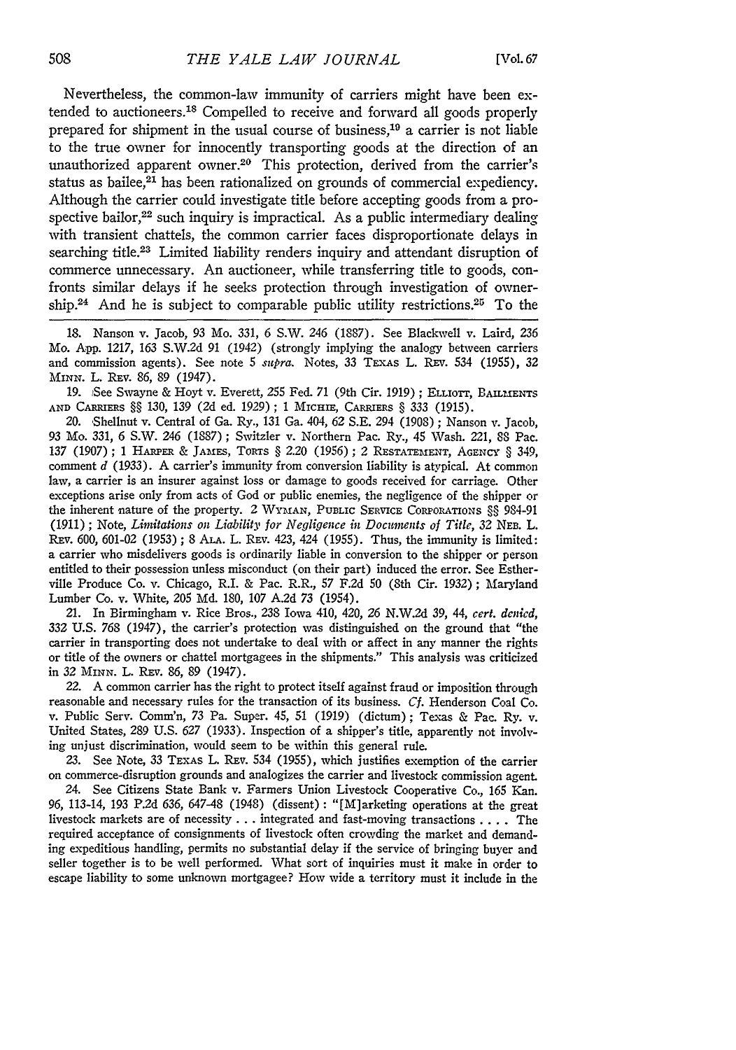Nevertheless, the common-law immunity of carriers might have been extended to auctioneers.[18] Compelled to receive and forward all goods properly prepared for shipment in the usual course of business,[19] a carrier is not liable to the true owner for innocently transporting goods at the direction of an unauthorized apparent owner.[20] This protection, derived from the carrier's status as bailee,[21] has been rationalized on grounds of commercial expediency. Although the carrier could investigate title before accepting goods from a prospective bailor,[22] such inquiry is impractical. As a public intermediary dealing with transient chattels, the common carrier faces disproportionate delays in searching title.[23] Limited liability renders inquiry and attendant disruption of commerce unnecessary. An auctioneer, while transferring title to goods, confronts similar delays if he seeks protection through investigation of ownership.[24] And he is subject to comparable public utility restrictions.[25] To the

---

18. Nanson v. Jacob, 93 Mo. 331, 6 S.W. 246 (1887). See Blackwell v. Laird, 236 Mo. App. 1217, 163 S.W.2d 91 (1942) (strongly implying the analogy between carriers and commission agents). See note 5 *supra*. Notes, 33 TEXAS L. REV. 534 (1955), 32 MINN. L. REV. 86, 89 (1947).

19. See Swayne & Hoyt v. Everett, 255 Fed. 71 (9th Cir. 1919); ELLIOTT, BAILMENTS AND CARRIERS §§ 130, 139 (2d ed. 1929); 1 MICHIE, CARRIERS § 333 (1915).

20. Shellnut v. Central of Ga. Ry., 131 Ga. 404, 62 S.E. 294 (1908); Nanson v. Jacob, 93 Mo. 331, 6 S.W. 246 (1887); Switzler v. Northern Pac. Ry., 45 Wash. 221, 88 Pac. 137 (1907); 1 HARPER & JAMES, TORTS § 2.20 (1956); 2 RESTATEMENT, AGENCY § 349, comment *d* (1933). A carrier's immunity from conversion liability is atypical. At common law, a carrier is an insurer against loss or damage to goods received for carriage. Other exceptions arise only from acts of God or public enemies, the negligence of the shipper or the inherent nature of the property. 2 WYMAN, PUBLIC SERVICE CORPORATIONS §§ 984-91 (1911); Note, *Limitations on Liability for Negligence in Documents of Title*, 32 NEB. L. REV. 600, 601-02 (1953); 8 ALA. L. REV. 423, 424 (1955). Thus, the immunity is limited: a carrier who misdelivers goods is ordinarily liable in conversion to the shipper or person entitled to their possession unless misconduct (on their part) induced the error. See Estherville Produce Co. v. Chicago, R.I. & Pac. R.R., 57 F.2d 50 (8th Cir. 1932); Maryland Lumber Co. v. White, 205 Md. 180, 107 A.2d 73 (1954).

21. In Birmingham v. Rice Bros., 238 Iowa 410, 420, 26 N.W.2d 39, 44, *cert. denied*, 332 U.S. 768 (1947), the carrier's protection was distinguished on the ground that "the carrier in transporting does not undertake to deal with or affect in any manner the rights or title of the owners or chattel mortgagees in the shipments." This analysis was criticized in 32 MINN. L. REV. 86, 89 (1947).

22. A common carrier has the right to protect itself against fraud or imposition through reasonable and necessary rules for the transaction of its business. *Cf.* Henderson Coal Co. v. Public Serv. Comm'n, 73 Pa. Super. 45, 51 (1919) (dictum); Texas & Pac. Ry. v. United States, 289 U.S. 627 (1933). Inspection of a shipper's title, apparently not involving unjust discrimination, would seem to be within this general rule.

23. See Note, 33 TEXAS L. REV. 534 (1955), which justifies exemption of the carrier on commerce-disruption grounds and analogizes the carrier and livestock commission agent.

24. See Citizens State Bank v. Farmers Union Livestock Cooperative Co., 165 Kan. 96, 113-14, 193 P.2d 636, 647-48 (1948) (dissent): "[M]arketing operations at the great livestock markets are of necessity . . . integrated and fast-moving transactions . . . . The required acceptance of consignments of livestock often crowding the market and demanding expeditious handling, permits no substantial delay if the service of bringing buyer and seller together is to be well performed. What sort of inquiries must it make in order to escape liability to some unknown mortgagee? How wide a territory must it include in the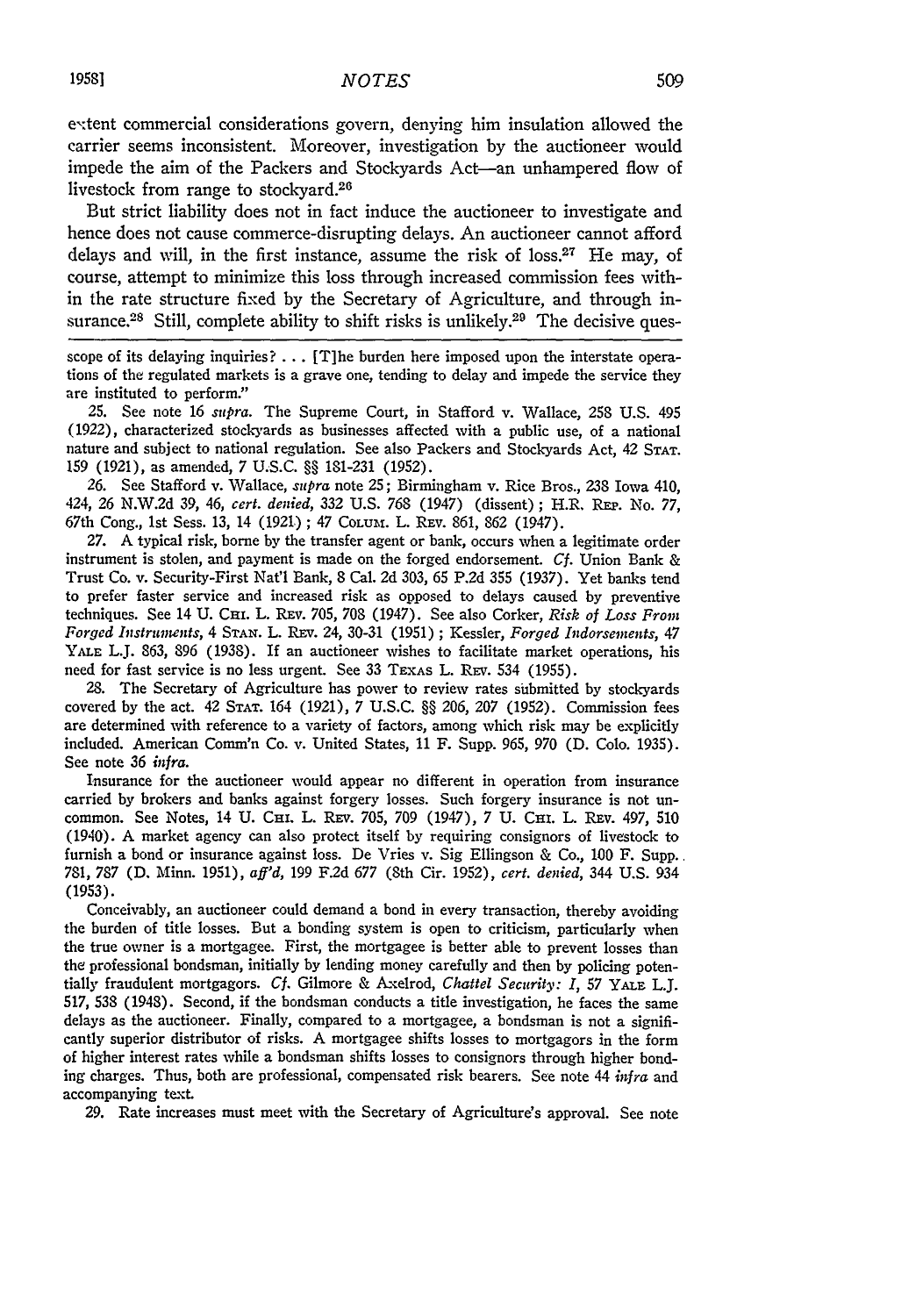extent commercial considerations govern, denying him insulation allowed the carrier seems inconsistent. Moreover, investigation by the auctioneer would impede the aim of the Packers and Stockyards Act—an unhampered flow of livestock from range to stockyard.[26]

But strict liability does not in fact induce the auctioneer to investigate and hence does not cause commerce-disrupting delays. An auctioneer cannot afford delays and will, in the first instance, assume the risk of loss.[27] He may, of course, attempt to minimize this loss through increased commission fees within the rate structure fixed by the Secretary of Agriculture, and through insurance.[28] Still, complete ability to shift risks is unlikely.[29] The decisive ques-

---

scope of its delaying inquiries? . . . [T]he burden here imposed upon the interstate operations of the regulated markets is a grave one, tending to delay and impede the service they are instituted to perform."

25. See note 16 *supra*. The Supreme Court, in Stafford v. Wallace, 258 U.S. 495 (1922), characterized stockyards as businesses affected with a public use, of a national nature and subject to national regulation. See also Packers and Stockyards Act, 42 STAT. 159 (1921), as amended, 7 U.S.C. §§ 181-231 (1952).

26. See Stafford v. Wallace, *supra* note 25; Birmingham v. Rice Bros., 238 Iowa 410, 424, 26 N.W.2d 39, 46, *cert. denied*, 332 U.S. 768 (1947) (dissent); H.R. REP. No. 77, 67th Cong., 1st Sess. 13, 14 (1921); 47 COLUM. L. REV. 861, 862 (1947).

27. A typical risk, borne by the transfer agent or bank, occurs when a legitimate order instrument is stolen, and payment is made on the forged endorsement. *Cf.* Union Bank & Trust Co. v. Security-First Nat'l Bank, 8 Cal. 2d 303, 65 P.2d 355 (1937). Yet banks tend to prefer faster service and increased risk as opposed to delays caused by preventive techniques. See 14 U. CHI. L. REV. 705, 708 (1947). See also Corker, *Risk of Loss From Forged Instruments*, 4 STAN. L. REV. 24, 30-31 (1951); Kessler, *Forged Indorsements*, 47 YALE L.J. 863, 896 (1938). If an auctioneer wishes to facilitate market operations, his need for fast service is no less urgent. See 33 TEXAS L. REV. 534 (1955).

28. The Secretary of Agriculture has power to review rates submitted by stockyards covered by the act. 42 STAT. 164 (1921), 7 U.S.C. §§ 206, 207 (1952). Commission fees are determined with reference to a variety of factors, among which risk may be explicitly included. American Comm'n Co. v. United States, 11 F. Supp. 965, 970 (D. Colo. 1935). See note 36 *infra*.

Insurance for the auctioneer would appear no different in operation from insurance carried by brokers and banks against forgery losses. Such forgery insurance is not uncommon. See Notes, 14 U. CHI. L. REV. 705, 709 (1947), 7 U. CHI. L. REV. 497, 510 (1940). A market agency can also protect itself by requiring consignors of livestock to furnish a bond or insurance against loss. De Vries v. Sig Ellingson & Co., 100 F. Supp. 781, 787 (D. Minn. 1951), *aff'd*, 199 F.2d 677 (8th Cir. 1952), *cert. denied*, 344 U.S. 934 (1953).

Conceivably, an auctioneer could demand a bond in every transaction, thereby avoiding the burden of title losses. But a bonding system is open to criticism, particularly when the true owner is a mortgagee. First, the mortgagee is better able to prevent losses than the professional bondsman, initially by lending money carefully and then by policing potentially fraudulent mortgagors. *Cf.* Gilmore & Axelrod, *Chattel Security: I*, 57 YALE L.J. 517, 538 (1948). Second, if the bondsman conducts a title investigation, he faces the same delays as the auctioneer. Finally, compared to a mortgagee, a bondsman is not a significantly superior distributor of risks. A mortgagee shifts losses to mortgagors in the form of higher interest rates while a bondsman shifts losses to consignors through higher bonding charges. Thus, both are professional, compensated risk bearers. See note 44 *infra* and accompanying text.

29. Rate increases must meet with the Secretary of Agriculture's approval. See note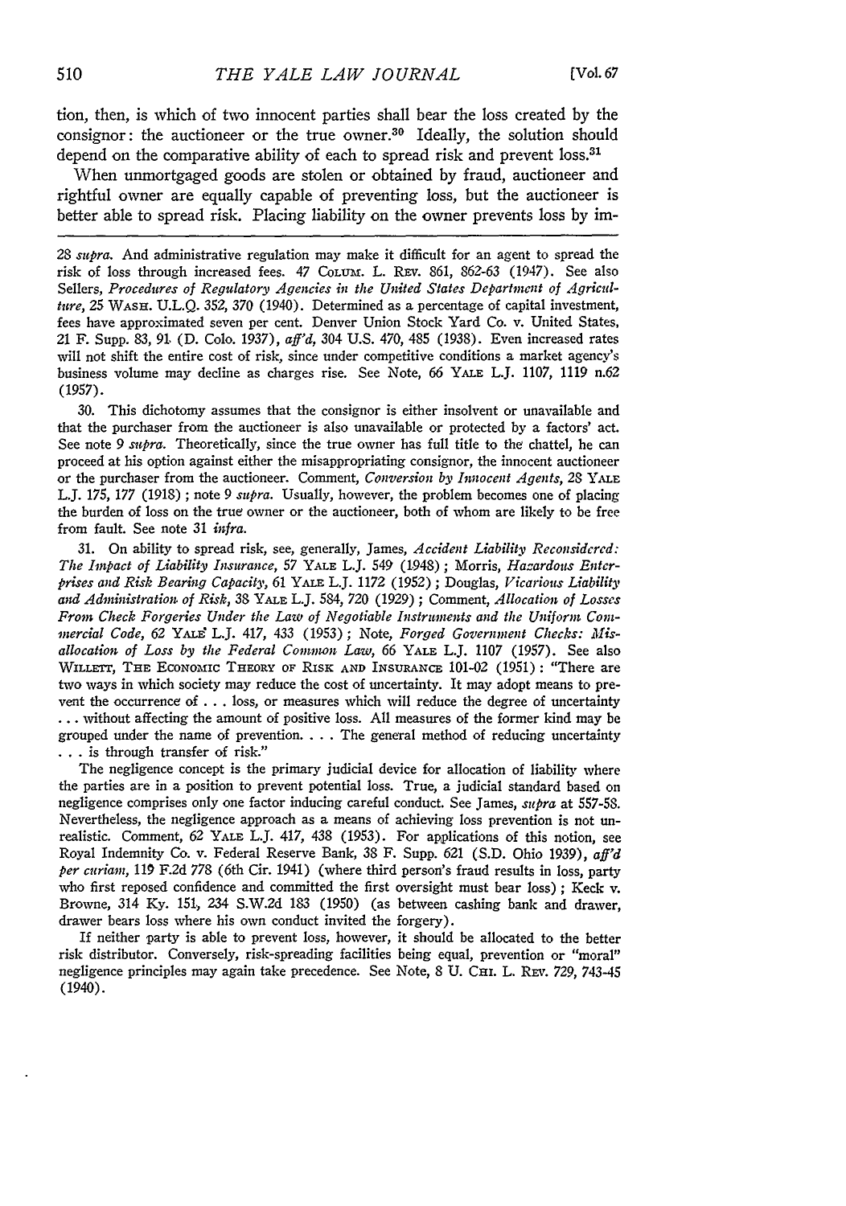tion, then, is which of two innocent parties shall bear the loss created by the consignor: the auctioneer or the true owner.[30] Ideally, the solution should depend on the comparative ability of each to spread risk and prevent loss.[31]

When unmortgaged goods are stolen or obtained by fraud, auctioneer and rightful owner are equally capable of preventing loss, but the auctioneer is better able to spread risk. Placing liability on the owner prevents loss by im-

---

28 *supra*. And administrative regulation may make it difficult for an agent to spread the risk of loss through increased fees. 47 COLUM. L. REV. 861, 862-63 (1947). See also Sellers, *Procedures of Regulatory Agencies in the United States Department of Agriculture*, 25 WASH. U.L.Q. 352, 370 (1940). Determined as a percentage of capital investment, fees have approximated seven per cent. Denver Union Stock Yard Co. v. United States, 21 F. Supp. 83, 91 (D. Colo. 1937), *aff'd*, 304 U.S. 470, 485 (1938). Even increased rates will not shift the entire cost of risk, since under competitive conditions a market agency's business volume may decline as charges rise. See Note, 66 YALE L.J. 1107, 1119 n.62 (1957).

30. This dichotomy assumes that the consignor is either insolvent or unavailable and that the purchaser from the auctioneer is also unavailable or protected by a factors' act. See note 9 *supra*. Theoretically, since the true owner has full title to the chattel, he can proceed at his option against either the misappropriating consignor, the innocent auctioneer or the purchaser from the auctioneer. Comment, *Conversion by Innocent Agents*, 28 YALE L.J. 175, 177 (1918); note 9 *supra*. Usually, however, the problem becomes one of placing the burden of loss on the true owner or the auctioneer, both of whom are likely to be free from fault. See note 31 *infra*.

31. On ability to spread risk, see, generally, James, *Accident Liability Reconsidered: The Impact of Liability Insurance*, 57 YALE L.J. 549 (1948); Morris, *Hazardous Enterprises and Risk Bearing Capacity*, 61 YALE L.J. 1172 (1952); Douglas, *Vicarious Liability and Administration of Risk*, 38 YALE L.J. 584, 720 (1929); Comment, *Allocation of Losses From Check Forgeries Under the Law of Negotiable Instruments and the Uniform Commercial Code*, 62 YALE L.J. 417, 433 (1953); Note, *Forged Government Checks: Misallocation of Loss by the Federal Common Law*, 66 YALE L.J. 1107 (1957). See also WILLETT, THE ECONOMIC THEORY OF RISK AND INSURANCE 101-02 (1951): "There are two ways in which society may reduce the cost of uncertainty. It may adopt means to prevent the occurrence of . . . loss, or measures which will reduce the degree of uncertainty . . . without affecting the amount of positive loss. All measures of the former kind may be grouped under the name of prevention. . . . The general method of reducing uncertainty . . . is through transfer of risk."

The negligence concept is the primary judicial device for allocation of liability where the parties are in a position to prevent potential loss. True, a judicial standard based on negligence comprises only one factor inducing careful conduct. See James, *supra* at 557-58. Nevertheless, the negligence approach as a means of achieving loss prevention is not unrealistic. Comment, 62 YALE L.J. 417, 438 (1953). For applications of this notion, see Royal Indemnity Co. v. Federal Reserve Bank, 38 F. Supp. 621 (S.D. Ohio 1939), *aff'd per curiam*, 119 F.2d 778 (6th Cir. 1941) (where third person's fraud results in loss, party who first reposed confidence and committed the first oversight must bear loss); Keck v. Browne, 314 Ky. 151, 234 S.W.2d 183 (1950) (as between cashing bank and drawer, drawer bears loss where his own conduct invited the forgery).

If neither party is able to prevent loss, however, it should be allocated to the better risk distributor. Conversely, risk-spreading facilities being equal, prevention or "moral" negligence principles may again take precedence. See Note, 8 U. CHI. L. REV. 729, 743-45 (1940).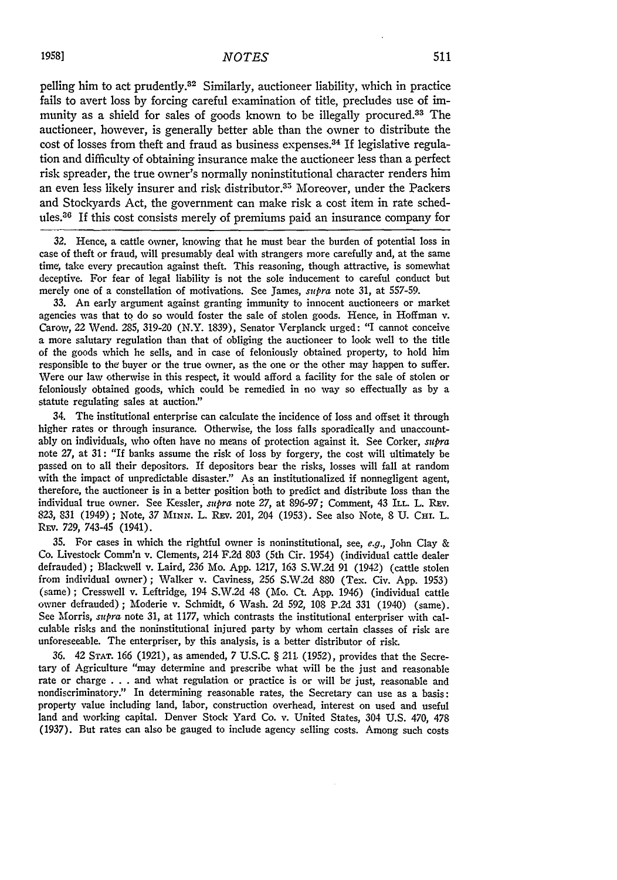pelling him to act prudently.[32] Similarly, auctioneer liability, which in practice fails to avert loss by forcing careful examination of title, precludes use of immunity as a shield for sales of goods known to be illegally procured.[33] The auctioneer, however, is generally better able than the owner to distribute the cost of losses from theft and fraud as business expenses.[34] If legislative regulation and difficulty of obtaining insurance make the auctioneer less than a perfect risk spreader, the true owner's normally noninstitutional character renders him an even less likely insurer and risk distributor.[35] Moreover, under the Packers and Stockyards Act, the government can make risk a cost item in rate schedules.[36] If this cost consists merely of premiums paid an insurance company for

---

32. Hence, a cattle owner, knowing that he must bear the burden of potential loss in case of theft or fraud, will presumably deal with strangers more carefully and, at the same time, take every precaution against theft. This reasoning, though attractive, is somewhat deceptive. For fear of legal liability is not the sole inducement to careful conduct but merely one of a constellation of motivations. See James, *supra* note 31, at 557-59.

33. An early argument against granting immunity to innocent auctioneers or market agencies was that to do so would foster the sale of stolen goods. Hence, in Hoffman v. Carow, 22 Wend. 285, 319-20 (N.Y. 1839), Senator Verplanck urged: "I cannot conceive a more salutary regulation than that of obliging the auctioneer to look well to the title of the goods which he sells, and in case of feloniously obtained property, to hold him responsible to the buyer or the true owner, as the one or the other may happen to suffer. Were our law otherwise in this respect, it would afford a facility for the sale of stolen or feloniously obtained goods, which could be remedied in no way so effectually as by a statute regulating sales at auction."

34. The institutional enterprise can calculate the incidence of loss and offset it through higher rates or through insurance. Otherwise, the loss falls sporadically and unaccountably on individuals, who often have no means of protection against it. See Corker, *supra* note 27, at 31: "If banks assume the risk of loss by forgery, the cost will ultimately be passed on to all their depositors. If depositors bear the risks, losses will fall at random with the impact of unpredictable disaster." As an institutionalized if nonnegligent agent, therefore, the auctioneer is in a better position both to predict and distribute loss than the individual true owner. See Kessler, *supra* note 27, at 896-97; Comment, 43 ILL. L. REV. 823, 831 (1949); Note, 37 MINN. L. REV. 201, 204 (1953). See also Note, 8 U. CHI. L. REV. 729, 743-45 (1941).

35. For cases in which the rightful owner is noninstitutional, see, *e.g.*, John Clay & Co. Livestock Comm'n v. Clements, 214 F.2d 803 (5th Cir. 1954) (individual cattle dealer defrauded); Blackwell v. Laird, 236 Mo. App. 1217, 163 S.W.2d 91 (1942) (cattle stolen from individual owner); Walker v. Caviness, 256 S.W.2d 880 (Tex. Civ. App. 1953) (same); Cresswell v. Leftridge, 194 S.W.2d 48 (Mo. Ct. App. 1946) (individual cattle owner defrauded); Moderie v. Schmidt, 6 Wash. 2d 592, 108 P.2d 331 (1940) (same). See Morris, *supra* note 31, at 1177, which contrasts the institutional enterpriser with calculable risks and the noninstitutional injured party by whom certain classes of risk are unforeseeable. The enterpriser, by this analysis, is a better distributor of risk.

36. 42 STAT. 166 (1921), as amended, 7 U.S.C. § 211 (1952), provides that the Secretary of Agriculture "may determine and prescribe what will be the just and reasonable rate or charge . . . and what regulation or practice is or will be just, reasonable and nondiscriminatory." In determining reasonable rates, the Secretary can use as a basis: property value including land, labor, construction overhead, interest on used and useful land and working capital. Denver Stock Yard Co. v. United States, 304 U.S. 470, 478 (1937). But rates can also be gauged to include agency selling costs. Among such costs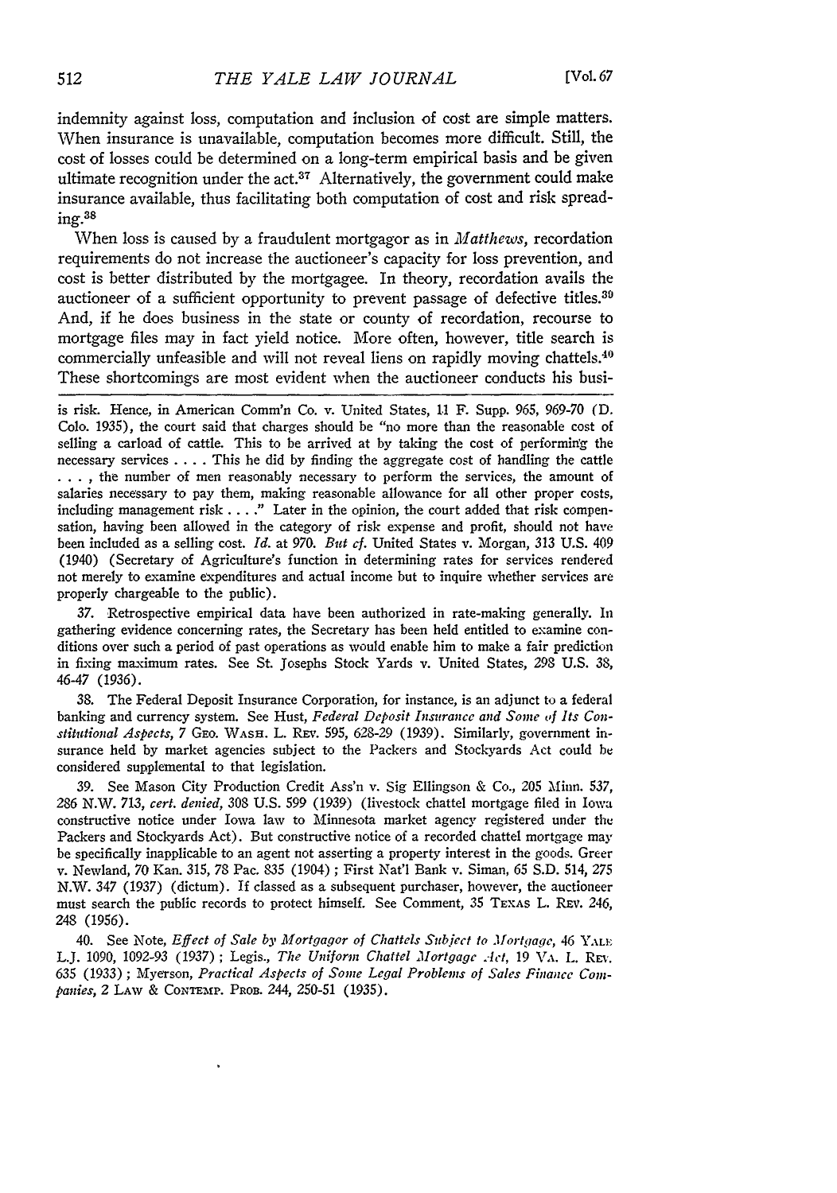indemnity against loss, computation and inclusion of cost are simple matters. When insurance is unavailable, computation becomes more difficult. Still, the cost of losses could be determined on a long-term empirical basis and be given ultimate recognition under the act.[37] Alternatively, the government could make insurance available, thus facilitating both computation of cost and risk spreading.[38]

When loss is caused by a fraudulent mortgagor as in *Matthews*, recordation requirements do not increase the auctioneer's capacity for loss prevention, and cost is better distributed by the mortgagee. In theory, recordation avails the auctioneer of a sufficient opportunity to prevent passage of defective titles.[39] And, if he does business in the state or county of recordation, recourse to mortgage files may in fact yield notice. More often, however, title search is commercially unfeasible and will not reveal liens on rapidly moving chattels.[40] These shortcomings are most evident when the auctioneer conducts his busi-

---

is risk. Hence, in American Comm'n Co. v. United States, 11 F. Supp. 965, 969-70 (D. Colo. 1935), the court said that charges should be "no more than the reasonable cost of selling a carload of cattle. This to be arrived at by taking the cost of performing the necessary services . . . . This he did by finding the aggregate cost of handling the cattle . . . , the number of men reasonably necessary to perform the services, the amount of salaries necessary to pay them, making reasonable allowance for all other proper costs, including management risk . . . ." Later in the opinion, the court added that risk compensation, having been allowed in the category of risk expense and profit, should not have been included as a selling cost. *Id.* at 970. *But cf.* United States v. Morgan, 313 U.S. 409 (1940) (Secretary of Agriculture's function in determining rates for services rendered not merely to examine expenditures and actual income but to inquire whether services are properly chargeable to the public).

37. Retrospective empirical data have been authorized in rate-making generally. In gathering evidence concerning rates, the Secretary has been held entitled to examine conditions over such a period of past operations as would enable him to make a fair prediction in fixing maximum rates. See St. Josephs Stock Yards v. United States, 298 U.S. 38, 46-47 (1936).

38. The Federal Deposit Insurance Corporation, for instance, is an adjunct to a federal banking and currency system. See Hust, *Federal Deposit Insurance and Some of Its Constitutional Aspects*, 7 GEO. WASH. L. REV. 595, 628-29 (1939). Similarly, government insurance held by market agencies subject to the Packers and Stockyards Act could be considered supplemental to that legislation.

39. See Mason City Production Credit Ass'n v. Sig Ellingson & Co., 205 Minn. 537, 286 N.W. 713, *cert. denied*, 308 U.S. 599 (1939) (livestock chattel mortgage filed in Iowa constructive notice under Iowa law to Minnesota market agency registered under the Packers and Stockyards Act). But constructive notice of a recorded chattel mortgage may be specifically inapplicable to an agent not asserting a property interest in the goods. Greer v. Newland, 70 Kan. 315, 78 Pac. 835 (1904); First Nat'l Bank v. Siman, 65 S.D. 514, 275 N.W. 347 (1937) (dictum). If classed as a subsequent purchaser, however, the auctioneer must search the public records to protect himself. See Comment, 35 TEXAS L. REV. 246, 248 (1956).

40. See Note, *Effect of Sale by Mortgagor of Chattels Subject to Mortgage*, 46 YALE L.J. 1090, 1092-93 (1937); Legis., *The Uniform Chattel Mortgage Act*, 19 VA. L. REV. 635 (1933); Myerson, *Practical Aspects of Some Legal Problems of Sales Finance Companies*, 2 LAW & CONTEMP. PROB. 244, 250-51 (1935).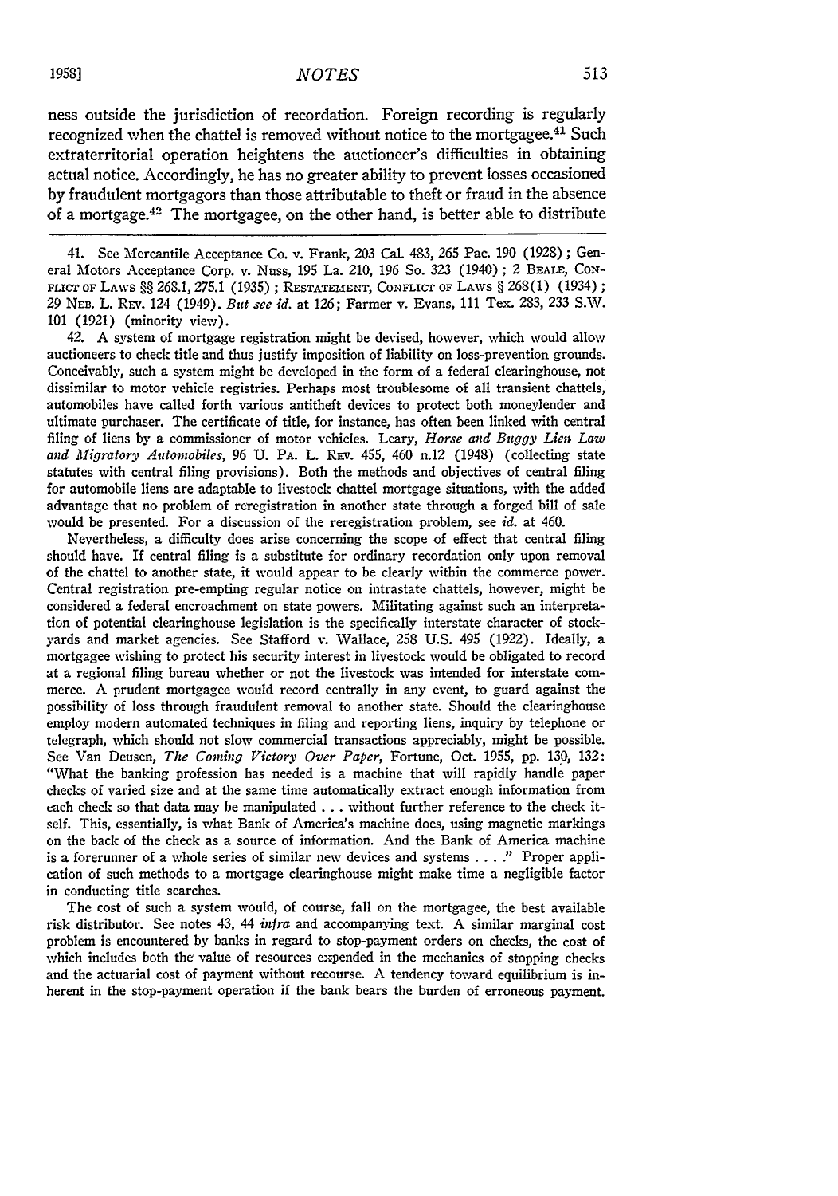ness outside the jurisdiction of recordation. Foreign recording is regularly recognized when the chattel is removed without notice to the mortgagee.[41] Such extraterritorial operation heightens the auctioneer's difficulties in obtaining actual notice. Accordingly, he has no greater ability to prevent losses occasioned by fraudulent mortgagors than those attributable to theft or fraud in the absence of a mortgage.[42] The mortgagee, on the other hand, is better able to distribute

---

41. See Mercantile Acceptance Co. v. Frank, 203 Cal. 483, 265 Pac. 190 (1928); General Motors Acceptance Corp. v. Nuss, 195 La. 210, 196 So. 323 (1940); 2 BEALE, CONFLICT OF LAWS §§ 268.1, 275.1 (1935); RESTATEMENT, CONFLICT OF LAWS § 268(1) (1934); 29 NEB. L. REV. 124 (1949). *But see id.* at 126; Farmer v. Evans, 111 Tex. 283, 233 S.W. 101 (1921) (minority view).

42. A system of mortgage registration might be devised, however, which would allow auctioneers to check title and thus justify imposition of liability on loss-prevention grounds. Conceivably, such a system might be developed in the form of a federal clearinghouse, not dissimilar to motor vehicle registries. Perhaps most troublesome of all transient chattels, automobiles have called forth various antitheft devices to protect both moneylender and ultimate purchaser. The certificate of title, for instance, has often been linked with central filing of liens by a commissioner of motor vehicles. Leary, *Horse and Buggy Lien Law and Migratory Automobiles*, 96 U. PA. L. REV. 455, 460 n.12 (1948) (collecting state statutes with central filing provisions). Both the methods and objectives of central filing for automobile liens are adaptable to livestock chattel mortgage situations, with the added advantage that no problem of reregistration in another state through a forged bill of sale would be presented. For a discussion of the reregistration problem, see *id.* at 460.

Nevertheless, a difficulty does arise concerning the scope of effect that central filing should have. If central filing is a substitute for ordinary recordation only upon removal of the chattel to another state, it would appear to be clearly within the commerce power. Central registration pre-empting regular notice on intrastate chattels, however, might be considered a federal encroachment on state powers. Militating against such an interpretation of potential clearinghouse legislation is the specifically interstate character of stockyards and market agencies. See Stafford v. Wallace, 258 U.S. 495 (1922). Ideally, a mortgagee wishing to protect his security interest in livestock would be obligated to record at a regional filing bureau whether or not the livestock was intended for interstate commerce. A prudent mortgagee would record centrally in any event, to guard against the possibility of loss through fraudulent removal to another state. Should the clearinghouse employ modern automated techniques in filing and reporting liens, inquiry by telephone or telegraph, which should not slow commercial transactions appreciably, might be possible. See Van Deusen, *The Coming Victory Over Paper*, Fortune, Oct. 1955, pp. 130, 132: "What the banking profession has needed is a machine that will rapidly handle paper checks of varied size and at the same time automatically extract enough information from each check so that data may be manipulated . . . without further reference to the check itself. This, essentially, is what Bank of America's machine does, using magnetic markings on the back of the check as a source of information. And the Bank of America machine is a forerunner of a whole series of similar new devices and systems . . . ." Proper application of such methods to a mortgage clearinghouse might make time a negligible factor in conducting title searches.

The cost of such a system would, of course, fall on the mortgagee, the best available risk distributor. See notes 43, 44 *infra* and accompanying text. A similar marginal cost problem is encountered by banks in regard to stop-payment orders on checks, the cost of which includes both the value of resources expended in the mechanics of stopping checks and the actuarial cost of payment without recourse. A tendency toward equilibrium is inherent in the stop-payment operation if the bank bears the burden of erroneous payment.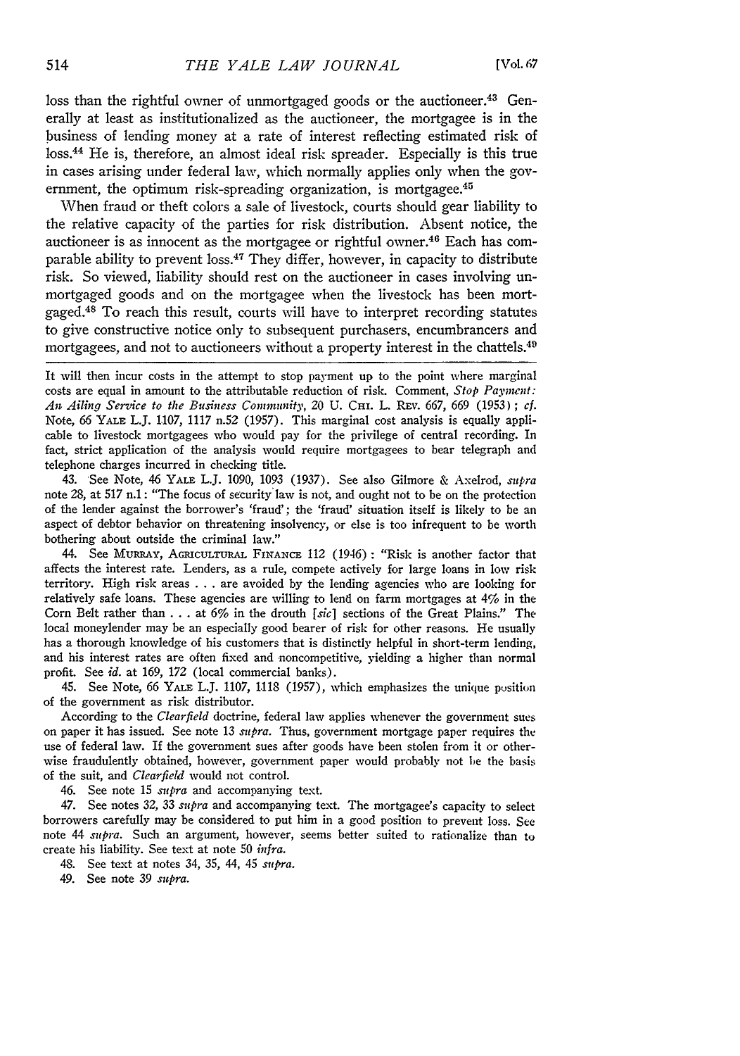loss than the rightful owner of unmortgaged goods or the auctioneer.[43] Generally at least as institutionalized as the auctioneer, the mortgagee is in the business of lending money at a rate of interest reflecting estimated risk of loss.[44] He is, therefore, an almost ideal risk spreader. Especially is this true in cases arising under federal law, which normally applies only when the government, the optimum risk-spreading organization, is mortgagee.[45]

When fraud or theft colors a sale of livestock, courts should gear liability to the relative capacity of the parties for risk distribution. Absent notice, the auctioneer is as innocent as the mortgagee or rightful owner.[46] Each has comparable ability to prevent loss.[47] They differ, however, in capacity to distribute risk. So viewed, liability should rest on the auctioneer in cases involving unmortgaged goods and on the mortgagee when the livestock has been mortgaged.[48] To reach this result, courts will have to interpret recording statutes to give constructive notice only to subsequent purchasers, encumbrancers and mortgagees, and not to auctioneers without a property interest in the chattels.[49]

---

It will then incur costs in the attempt to stop payment up to the point where marginal costs are equal in amount to the attributable reduction of risk. Comment, *Stop Payment: An Ailing Service to the Business Community*, 20 U. Chi. L. Rev. 667, 669 (1953); *cf.* Note, 66 Yale L.J. 1107, 1117 n.52 (1957). This marginal cost analysis is equally applicable to livestock mortgagees who would pay for the privilege of central recording. In fact, strict application of the analysis would require mortgagees to bear telegraph and telephone charges incurred in checking title.

43. See Note, 46 Yale L.J. 1090, 1093 (1937). See also Gilmore & Axelrod, *supra* note 28, at 517 n.1: "The focus of security law is not, and ought not to be on the protection of the lender against the borrower's 'fraud'; the 'fraud' situation itself is likely to be an aspect of debtor behavior on threatening insolvency, or else is too infrequent to be worth bothering about outside the criminal law."

44. See Murray, Agricultural Finance 112 (1946): "Risk is another factor that affects the interest rate. Lenders, as a rule, compete actively for large loans in low risk territory. High risk areas . . . are avoided by the lending agencies who are looking for relatively safe loans. These agencies are willing to lend on farm mortgages at 4% in the Corn Belt rather than . . . at 6% in the drouth [*sic*] sections of the Great Plains." The local moneylender may be an especially good bearer of risk for other reasons. He usually has a thorough knowledge of his customers that is distinctly helpful in short-term lending, and his interest rates are often fixed and noncompetitive, yielding a higher than normal profit. See *id.* at 169, 172 (local commercial banks).

45. See Note, 66 Yale L.J. 1107, 1118 (1957), which emphasizes the unique position of the government as risk distributor.

According to the *Clearfield* doctrine, federal law applies whenever the government sues on paper it has issued. See note 13 *supra*. Thus, government mortgage paper requires the use of federal law. If the government sues after goods have been stolen from it or otherwise fraudulently obtained, however, government paper would probably not be the basis of the suit, and *Clearfield* would not control.

46. See note 15 *supra* and accompanying text.

47. See notes 32, 33 *supra* and accompanying text. The mortgagee's capacity to select borrowers carefully may be considered to put him in a good position to prevent loss. See note 44 *supra*. Such an argument, however, seems better suited to rationalize than to create his liability. See text at note 50 *infra*.

48. See text at notes 34, 35, 44, 45 *supra*.

49. See note 39 *supra*.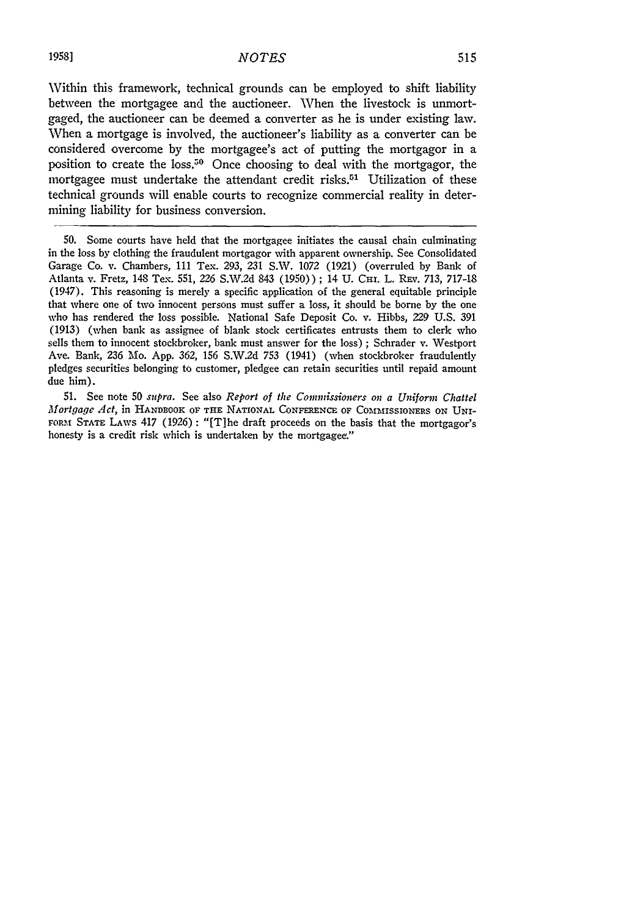Within this framework, technical grounds can be employed to shift liability between the mortgagee and the auctioneer. When the livestock is unmortgaged, the auctioneer can be deemed a converter as he is under existing law. When a mortgage is involved, the auctioneer's liability as a converter can be considered overcome by the mortgagee's act of putting the mortgagor in a position to create the loss.[50] Once choosing to deal with the mortgagor, the mortgagee must undertake the attendant credit risks.[51] Utilization of these technical grounds will enable courts to recognize commercial reality in determining liability for business conversion.

---

50. Some courts have held that the mortgagee initiates the causal chain culminating in the loss by clothing the fraudulent mortgagor with apparent ownership. See Consolidated Garage Co. v. Chambers, 111 Tex. 293, 231 S.W. 1072 (1921) (overruled by Bank of Atlanta v. Fretz, 148 Tex. 551, 226 S.W.2d 843 (1950)); 14 U. Chi. L. Rev. 713, 717-18 (1947). This reasoning is merely a specific application of the general equitable principle that where one of two innocent persons must suffer a loss, it should be borne by the one who has rendered the loss possible. National Safe Deposit Co. v. Hibbs, 229 U.S. 391 (1913) (when bank as assignee of blank stock certificates entrusts them to clerk who sells them to innocent stockbroker, bank must answer for the loss); Schrader v. Westport Ave. Bank, 236 Mo. App. 362, 156 S.W.2d 753 (1941) (when stockbroker fraudulently pledges securities belonging to customer, pledgee can retain securities until repaid amount due him).

51. See note 50 *supra*. See also *Report of the Commissioners on a Uniform Chattel Mortgage Act*, in Handbook of the National Conference of Commissioners on Uniform State Laws 417 (1926): "[T]he draft proceeds on the basis that the mortgagor's honesty is a credit risk which is undertaken by the mortgagee."